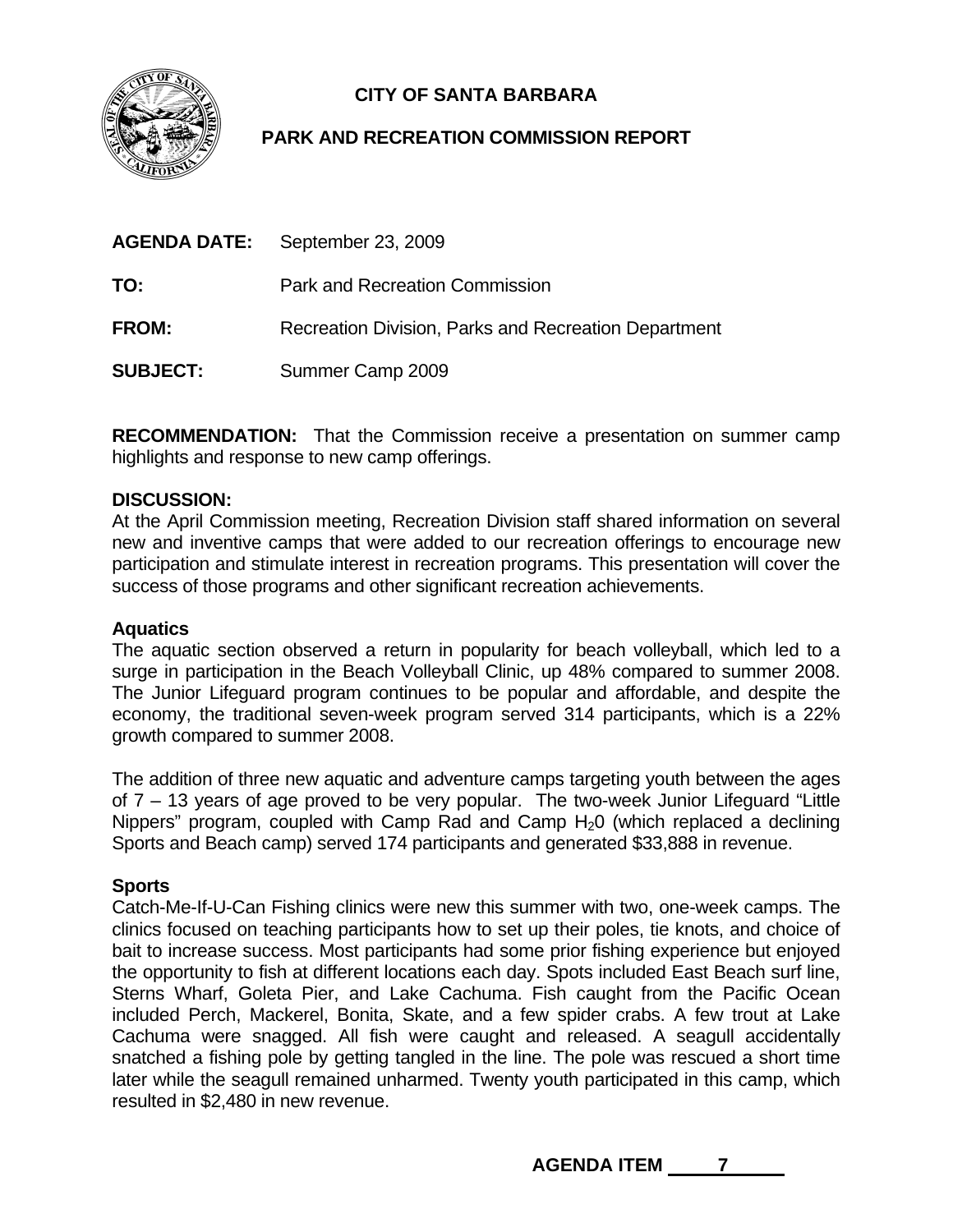# CITY OF SANTA BARBARA

## PARK AND RECREATION COMMISSION REPORT

**AGENDA DATE:** September 23, 2009

**TO:** Park and Recreation Commission

**FROM:** Recreation Division, Parks and Recreation Department

**SUBJECT:** Summer Camp 2009

**RECOMMENDATION:** That the Commission receive a presentation on summer camp highlights and response to new camp offerings.

**DISCUSSION:**

At the April Commission meeting, Recreation Division staff shared information on several new and inventive camps that were added to our recreation offerings to encourage new participation and stimulate interest in recreation programs. This presentation will cover the success of those programs and other significant recreation achievements.

**Aquatics**

The aquatic section observed a return in popularity for beach volleyball, which led to a surge in participation in the Beach Volleyball Clinic, up 48% compared to summer 2008. The Junior Lifeguard program continues to be popular and affordable, and despite the economy, the traditional seven-week program served 314 participants, which is a 22% growth compared to summer 2008.

The addition of three new aquatic and adventure camps targeting youth between the ages of 7 – 13 years of age proved to be very popular. The two-week Junior Lifeguard "Little Nippers" program, coupled with Camp Rad and Camp $H_20$ (which replaced a declining Sports and Beach camp) served 174 participants and generated $33,888 in revenue.

**Sports**

Catch-Me-If-U-Can Fishing clinics were new this summer with two, one-week camps. The clinics focused on teaching participants how to set up their poles, tie knots, and choice of bait to increase success. Most participants had some prior fishing experience but enjoyed the opportunity to fish at different locations each day. Spots included East Beach surf line, Sterns Wharf, Goleta Pier, and Lake Cachuma. Fish caught from the Pacific Ocean included Perch, Mackerel, Bonita, Skate, and a few spider crabs. A few trout at Lake Cachuma were snagged. All fish were caught and released. A seagull accidentally snatched a fishing pole by getting tangled in the line. The pole was rescued a short time later while the seagull remained unharmed. Twenty youth participated in this camp, which resulted in $2,480 in new revenue.

**AGENDA ITEM 7**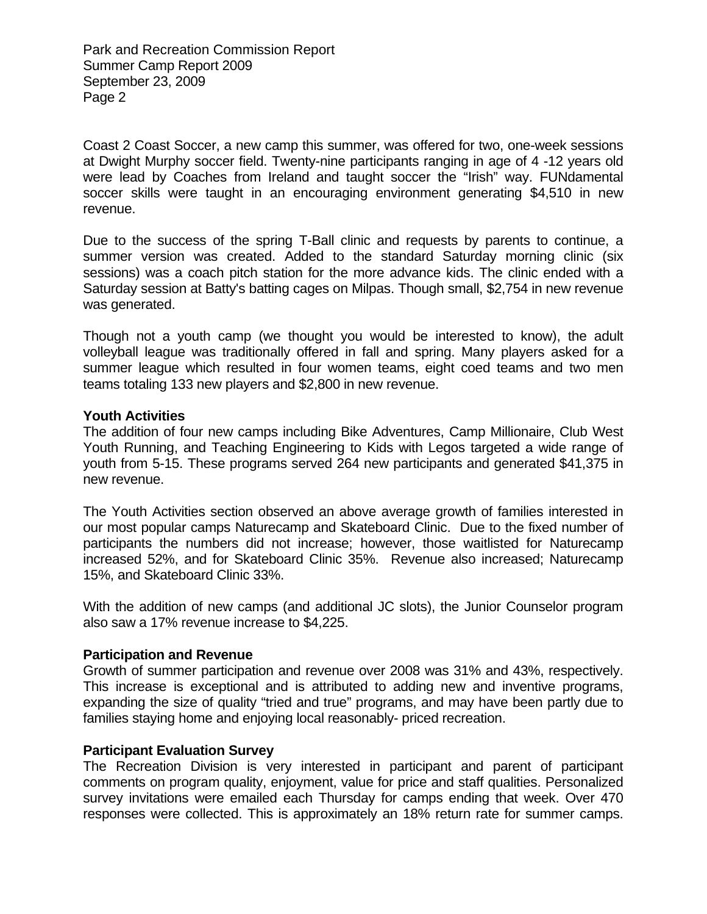Coast 2 Coast Soccer, a new camp this summer, was offered for two, one-week sessions at Dwight Murphy soccer field. Twenty-nine participants ranging in age of 4 -12 years old were lead by Coaches from Ireland and taught soccer the "Irish" way. FUNdamental soccer skills were taught in an encouraging environment generating $4,510 in new revenue.

Due to the success of the spring T-Ball clinic and requests by parents to continue, a summer version was created. Added to the standard Saturday morning clinic (six sessions) was a coach pitch station for the more advance kids. The clinic ended with a Saturday session at Batty's batting cages on Milpas. Though small, $2,754 in new revenue was generated.

Though not a youth camp (we thought you would be interested to know), the adult volleyball league was traditionally offered in fall and spring. Many players asked for a summer league which resulted in four women teams, eight coed teams and two men teams totaling 133 new players and $2,800 in new revenue.

**Youth Activities**

The addition of four new camps including Bike Adventures, Camp Millionaire, Club West Youth Running, and Teaching Engineering to Kids with Legos targeted a wide range of youth from 5-15. These programs served 264 new participants and generated $41,375 in new revenue.

The Youth Activities section observed an above average growth of families interested in our most popular camps Naturecamp and Skateboard Clinic. Due to the fixed number of participants the numbers did not increase; however, those waitlisted for Naturecamp increased 52%, and for Skateboard Clinic 35%. Revenue also increased; Naturecamp 15%, and Skateboard Clinic 33%.

With the addition of new camps (and additional JC slots), the Junior Counselor program also saw a 17% revenue increase to $4,225.

**Participation and Revenue**

Growth of summer participation and revenue over 2008 was 31% and 43%, respectively. This increase is exceptional and is attributed to adding new and inventive programs, expanding the size of quality "tried and true" programs, and may have been partly due to families staying home and enjoying local reasonably- priced recreation.

**Participant Evaluation Survey**

The Recreation Division is very interested in participant and parent of participant comments on program quality, enjoyment, value for price and staff qualities. Personalized survey invitations were emailed each Thursday for camps ending that week. Over 470 responses were collected. This is approximately an 18% return rate for summer camps.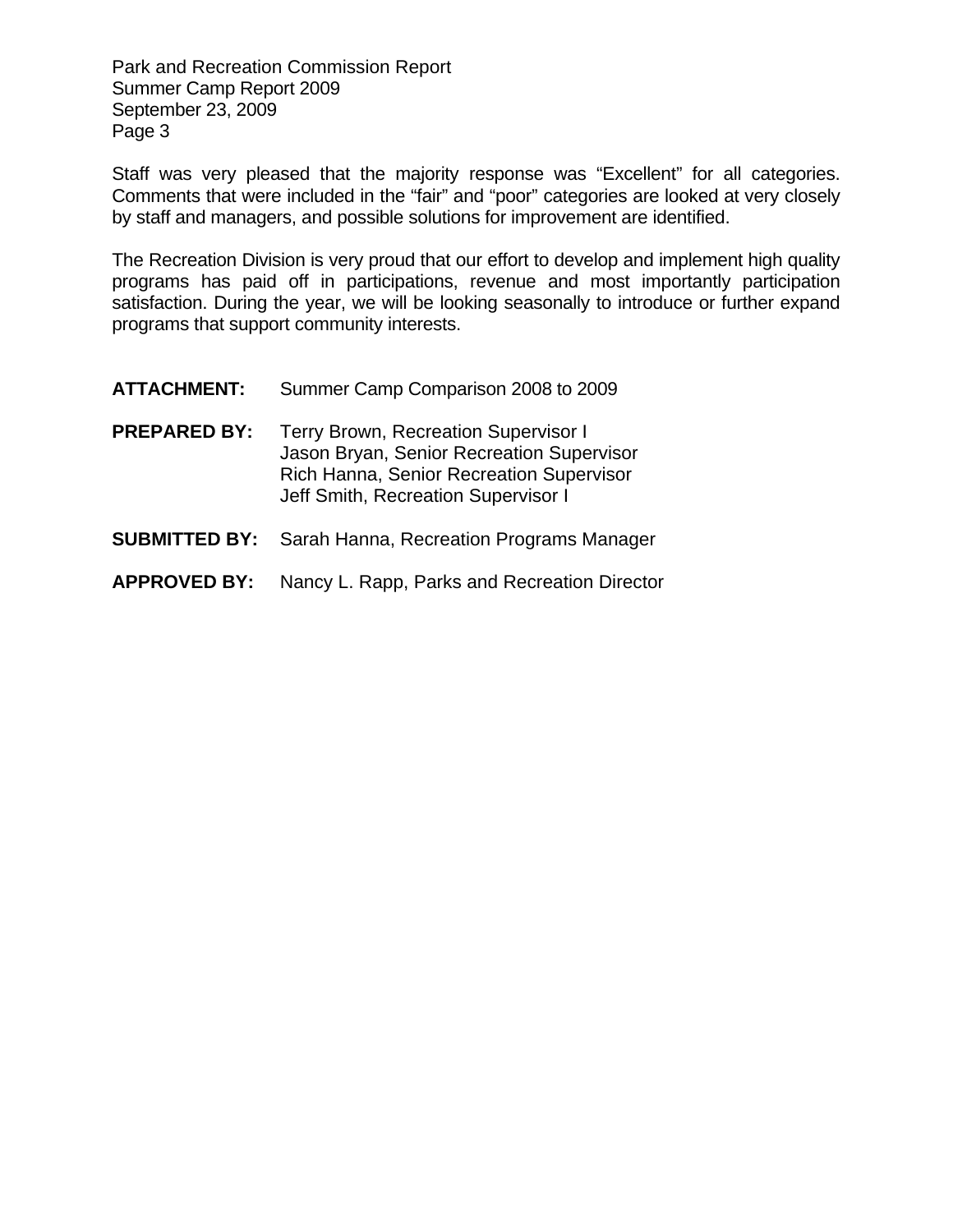Staff was very pleased that the majority response was "Excellent" for all categories. Comments that were included in the "fair" and "poor" categories are looked at very closely by staff and managers, and possible solutions for improvement are identified.

The Recreation Division is very proud that our effort to develop and implement high quality programs has paid off in participations, revenue and most importantly participation satisfaction. During the year, we will be looking seasonally to introduce or further expand programs that support community interests.

**ATTACHMENT:** Summer Camp Comparison 2008 to 2009

**PREPARED BY:** Terry Brown, Recreation Supervisor I
Jason Bryan, Senior Recreation Supervisor
Rich Hanna, Senior Recreation Supervisor
Jeff Smith, Recreation Supervisor I

**SUBMITTED BY:** Sarah Hanna, Recreation Programs Manager

**APPROVED BY:** Nancy L. Rapp, Parks and Recreation Director